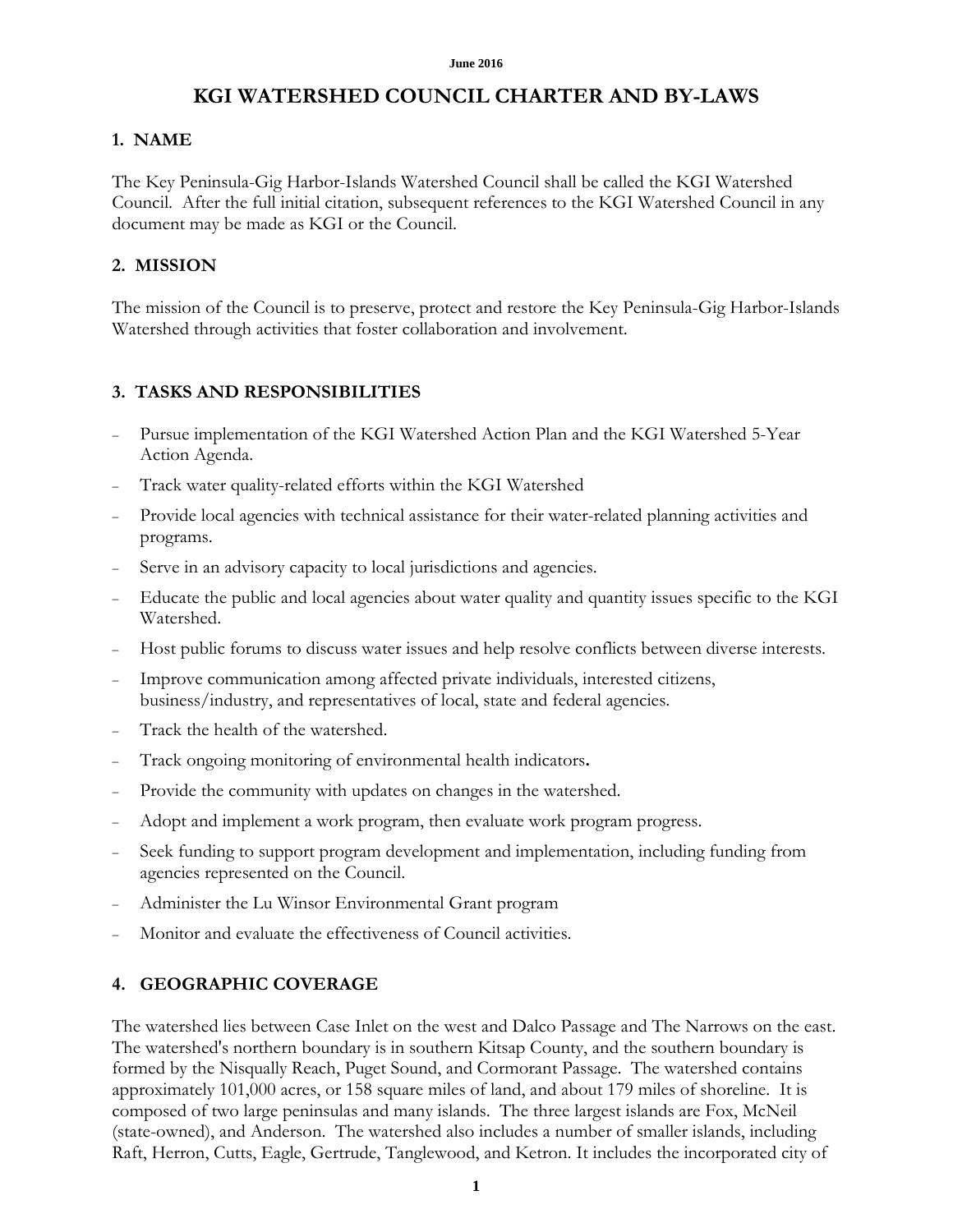June 2016

# KGI WATERSHED COUNCIL CHARTER AND BY-LAWS

## 1. NAME

The Key Peninsula-Gig Harbor-Islands Watershed Council shall be called the KGI Watershed Council. After the full initial citation, subsequent references to the KGI Watershed Council in any document may be made as KGI or the Council.

## 2. MISSION

The mission of the Council is to preserve, protect and restore the Key Peninsula-Gig Harbor-Islands Watershed through activities that foster collaboration and involvement.

## 3. TASKS AND RESPONSIBILITIES

- Pursue implementation of the KGI Watershed Action Plan and the KGI Watershed 5-Year Action Agenda.
- Track water quality-related efforts within the KGI Watershed
- Provide local agencies with technical assistance for their water-related planning activities and programs.
- Serve in an advisory capacity to local jurisdictions and agencies.
- Educate the public and local agencies about water quality and quantity issues specific to the KGI Watershed.
- Host public forums to discuss water issues and help resolve conflicts between diverse interests.
- Improve communication among affected private individuals, interested citizens, business/industry, and representatives of local, state and federal agencies.
- Track the health of the watershed.
- Track ongoing monitoring of environmental health indicators.
- Provide the community with updates on changes in the watershed.
- Adopt and implement a work program, then evaluate work program progress.
- Seek funding to support program development and implementation, including funding from agencies represented on the Council.
- Administer the Lu Winsor Environmental Grant program
- Monitor and evaluate the effectiveness of Council activities.

## 4. GEOGRAPHIC COVERAGE

The watershed lies between Case Inlet on the west and Dalco Passage and The Narrows on the east. The watershed's northern boundary is in southern Kitsap County, and the southern boundary is formed by the Nisqually Reach, Puget Sound, and Cormorant Passage. The watershed contains approximately 101,000 acres, or 158 square miles of land, and about 179 miles of shoreline. It is composed of two large peninsulas and many islands. The three largest islands are Fox, McNeil (state-owned), and Anderson. The watershed also includes a number of smaller islands, including Raft, Herron, Cutts, Eagle, Gertrude, Tanglewood, and Ketron. It includes the incorporated city of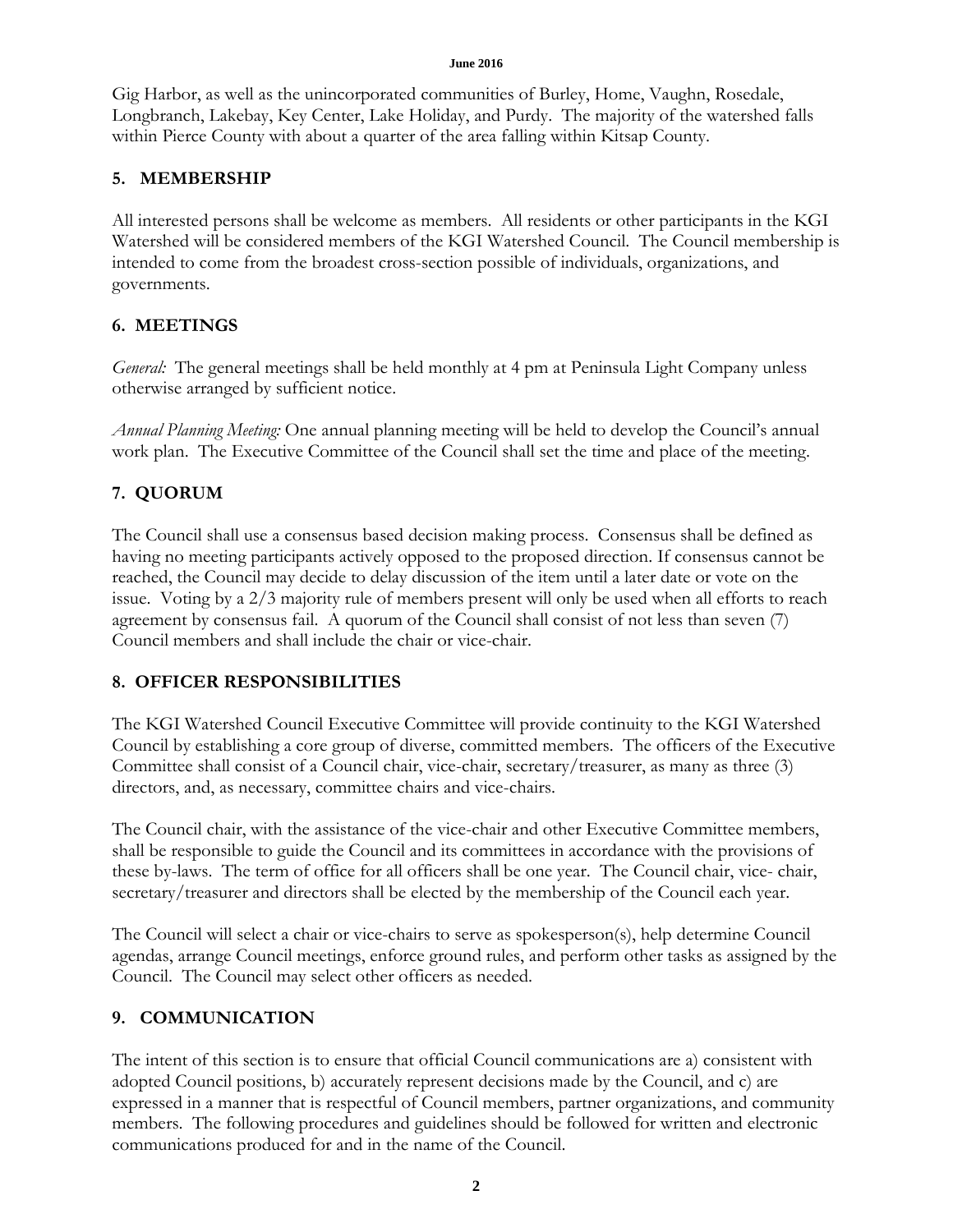Gig Harbor, as well as the unincorporated communities of Burley, Home, Vaughn, Rosedale, Longbranch, Lakebay, Key Center, Lake Holiday, and Purdy. The majority of the watershed falls within Pierce County with about a quarter of the area falling within Kitsap County.

## 5. MEMBERSHIP

All interested persons shall be welcome as members. All residents or other participants in the KGI Watershed will be considered members of the KGI Watershed Council. The Council membership is intended to come from the broadest cross-section possible of individuals, organizations, and governments.

## 6. MEETINGS

*General:* The general meetings shall be held monthly at 4 pm at Peninsula Light Company unless otherwise arranged by sufficient notice.

*Annual Planning Meeting:* One annual planning meeting will be held to develop the Council's annual work plan. The Executive Committee of the Council shall set the time and place of the meeting.

## 7. QUORUM

The Council shall use a consensus based decision making process. Consensus shall be defined as having no meeting participants actively opposed to the proposed direction. If consensus cannot be reached, the Council may decide to delay discussion of the item until a later date or vote on the issue. Voting by a 2/3 majority rule of members present will only be used when all efforts to reach agreement by consensus fail. A quorum of the Council shall consist of not less than seven (7) Council members and shall include the chair or vice-chair.

## 8. OFFICER RESPONSIBILITIES

The KGI Watershed Council Executive Committee will provide continuity to the KGI Watershed Council by establishing a core group of diverse, committed members. The officers of the Executive Committee shall consist of a Council chair, vice-chair, secretary/treasurer, as many as three (3) directors, and, as necessary, committee chairs and vice-chairs.

The Council chair, with the assistance of the vice-chair and other Executive Committee members, shall be responsible to guide the Council and its committees in accordance with the provisions of these by-laws. The term of office for all officers shall be one year. The Council chair, vice- chair, secretary/treasurer and directors shall be elected by the membership of the Council each year.

The Council will select a chair or vice-chairs to serve as spokesperson(s), help determine Council agendas, arrange Council meetings, enforce ground rules, and perform other tasks as assigned by the Council. The Council may select other officers as needed.

## 9. COMMUNICATION

The intent of this section is to ensure that official Council communications are a) consistent with adopted Council positions, b) accurately represent decisions made by the Council, and c) are expressed in a manner that is respectful of Council members, partner organizations, and community members. The following procedures and guidelines should be followed for written and electronic communications produced for and in the name of the Council.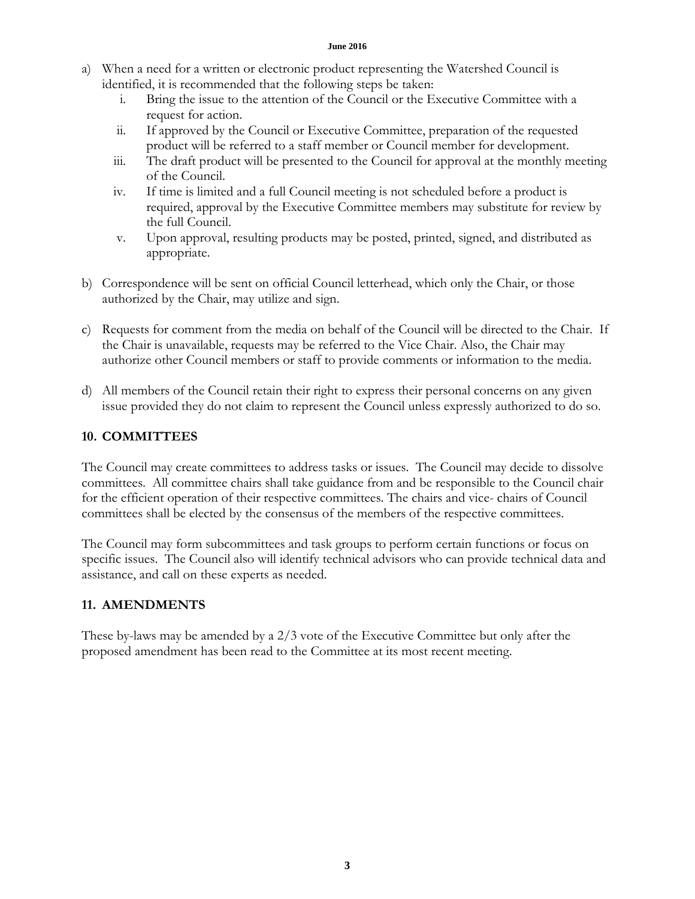a) When a need for a written or electronic product representing the Watershed Council is identified, it is recommended that the following steps be taken:
    i. Bring the issue to the attention of the Council or the Executive Committee with a request for action.
    ii. If approved by the Council or Executive Committee, preparation of the requested product will be referred to a staff member or Council member for development.
    iii. The draft product will be presented to the Council for approval at the monthly meeting of the Council.
    iv. If time is limited and a full Council meeting is not scheduled before a product is required, approval by the Executive Committee members may substitute for review by the full Council.
    v. Upon approval, resulting products may be posted, printed, signed, and distributed as appropriate.

b) Correspondence will be sent on official Council letterhead, which only the Chair, or those authorized by the Chair, may utilize and sign.

c) Requests for comment from the media on behalf of the Council will be directed to the Chair. If the Chair is unavailable, requests may be referred to the Vice Chair. Also, the Chair may authorize other Council members or staff to provide comments or information to the media.

d) All members of the Council retain their right to express their personal concerns on any given issue provided they do not claim to represent the Council unless expressly authorized to do so.

## 10. COMMITTEES

The Council may create committees to address tasks or issues. The Council may decide to dissolve committees. All committee chairs shall take guidance from and be responsible to the Council chair for the efficient operation of their respective committees. The chairs and vice- chairs of Council committees shall be elected by the consensus of the members of the respective committees.

The Council may form subcommittees and task groups to perform certain functions or focus on specific issues. The Council also will identify technical advisors who can provide technical data and assistance, and call on these experts as needed.

## 11. AMENDMENTS

These by-laws may be amended by a 2/3 vote of the Executive Committee but only after the proposed amendment has been read to the Committee at its most recent meeting.